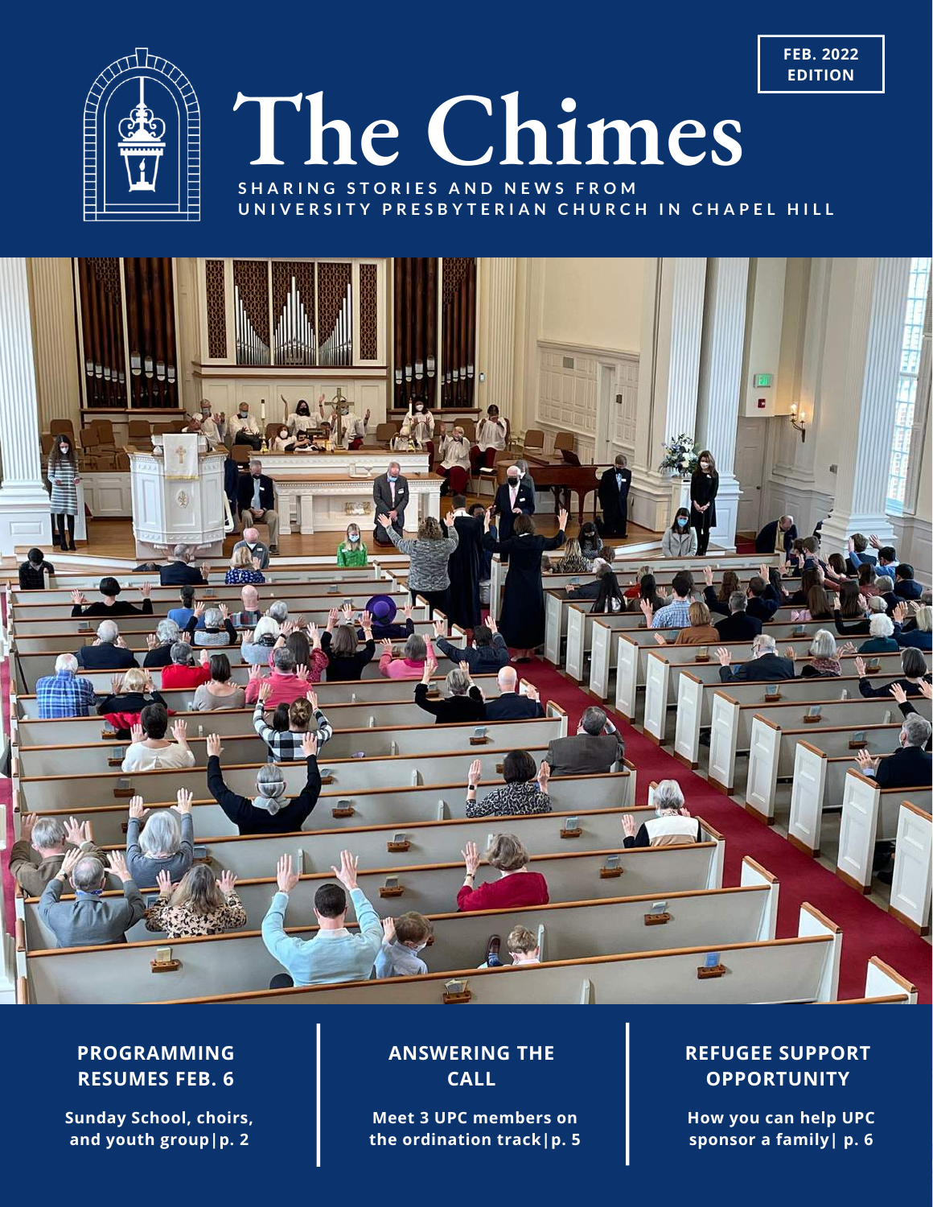**FEB. 2022 EDITION**

# The Chimes

SHARING STORIES AND NEWS FROM UNIVERSITY PRESBYTERIAN CHURCH IN CHAPEL HILL

**PROGRAMMING RESUMES FEB. 6**

**Sunday School, choirs, and youth group|p. 2**

**ANSWERING THE CALL**

**Meet 3 UPC members on the ordination track|p. 5**

**REFUGEE SUPPORT OPPORTUNITY**

**How you can help UPC sponsor a family| p. 6**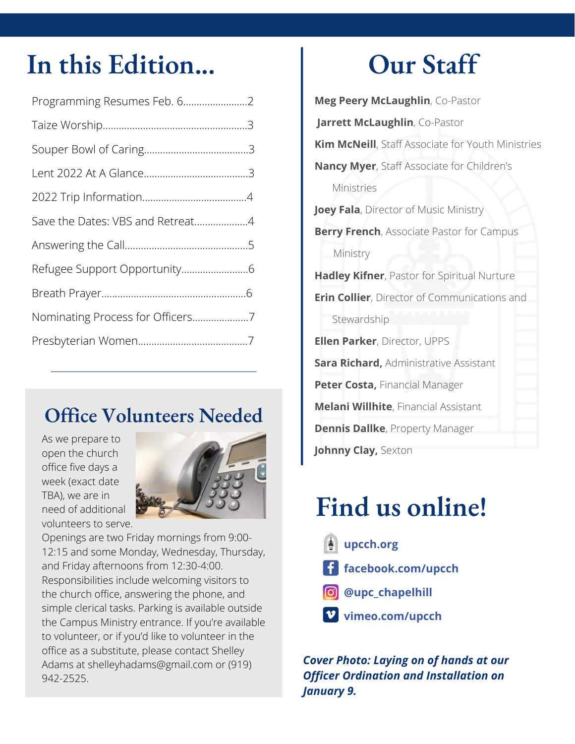# In this Edition...

Programming Resumes Feb. 6........................2

Taize Worship......................................................3

Souper Bowl of Caring.......................................3

Lent 2022 At A Glance.......................................3

2022 Trip Information.......................................4

Save the Dates: VBS and Retreat....................4

Answering the Call.............................................5

Refugee Support Opportunity.........................6

Breath Prayer......................................................6

Nominating Process for Officers.....................7

Presbyterian Women.........................................7

## Office Volunteers Needed

As we prepare to open the church office five days a week (exact date TBA), we are in need of additional volunteers to serve. Openings are two Friday mornings from 9:00-12:15 and some Monday, Wednesday, Thursday, and Friday afternoons from 12:30-4:00. Responsibilities include welcoming visitors to the church office, answering the phone, and simple clerical tasks. Parking is available outside the Campus Ministry entrance. If you're available to volunteer, or if you'd like to volunteer in the office as a substitute, please contact Shelley Adams at shelleyhadams@gmail.com or (919) 942-2525.

# Our Staff

**Meg Peery McLaughlin**, Co-Pastor

**Jarrett McLaughlin**, Co-Pastor

**Kim McNeill**, Staff Associate for Youth Ministries

**Nancy Myer**, Staff Associate for Children's Ministries

**Joey Fala**, Director of Music Ministry

**Berry French**, Associate Pastor for Campus Ministry

**Hadley Kifner**, Pastor for Spiritual Nurture

**Erin Collier**, Director of Communications and Stewardship

**Ellen Parker**, Director, UPPS

**Sara Richard,** Administrative Assistant

**Peter Costa,** Financial Manager

**Melani Willhite**, Financial Assistant

**Dennis Dallke**, Property Manager

**Johnny Clay,** Sexton

# Find us online!

**upcch.org**

**facebook.com/upcch**

**@upc_chapelhill**

**vimeo.com/upcch**

***Cover Photo: Laying on of hands at our Officer Ordination and Installation on January 9.***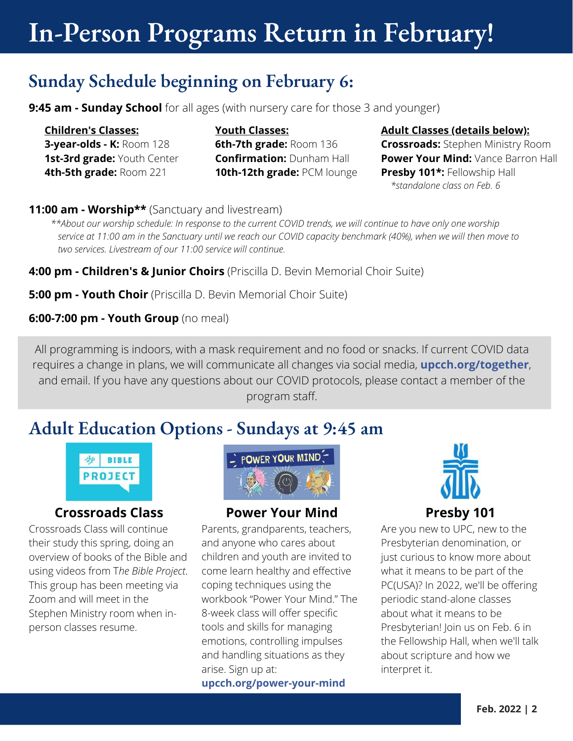# In-Person Programs Return in February!

## Sunday Schedule beginning on February 6:

**9:45 am - Sunday School** for all ages (with nursery care for those 3 and younger)

**Children's Classes:**
**3-year-olds - K:** Room 128
**1st-3rd grade:** Youth Center
**4th-5th grade:** Room 221

**Youth Classes:**
**6th-7th grade:** Room 136
**Confirmation:** Dunham Hall
**10th-12th grade:** PCM lounge

**Adult Classes (details below):**
**Crossroads:** Stephen Ministry Room
**Power Your Mind:** Vance Barron Hall
**Presby 101*:** Fellowship Hall
*\*standalone class on Feb. 6*

**11:00 am - Worship\*\*** (Sanctuary and livestream)

*\*\*About our worship schedule: In response to the current COVID trends, we will continue to have only one worship service at 11:00 am in the Sanctuary until we reach our COVID capacity benchmark (40%), when we will then move to two services. Livestream of our 11:00 service will continue.*

**4:00 pm - Children's & Junior Choirs** (Priscilla D. Bevin Memorial Choir Suite)

**5:00 pm - Youth Choir** (Priscilla D. Bevin Memorial Choir Suite)

**6:00-7:00 pm - Youth Group** (no meal)

All programming is indoors, with a mask requirement and no food or snacks. If current COVID data requires a change in plans, we will communicate all changes via social media, **upcch.org/together**, and email. If you have any questions about our COVID protocols, please contact a member of the program staff.

## Adult Education Options - Sundays at 9:45 am

### Crossroads Class

Crossroads Class will continue their study this spring, doing an overview of books of the Bible and using videos from T*he Bible Project*. This group has been meeting via Zoom and will meet in the Stephen Ministry room when in-person classes resume.

### Power Your Mind

Parents, grandparents, teachers, and anyone who cares about children and youth are invited to come learn healthy and effective coping techniques using the workbook "Power Your Mind." The 8-week class will offer specific tools and skills for managing emotions, controlling impulses and handling situations as they arise. Sign up at: **upcch.org/power-your-mind**

### Presby 101

Are you new to UPC, new to the Presbyterian denomination, or just curious to know more about what it means to be part of the PC(USA)? In 2022, we'll be offering periodic stand-alone classes about what it means to be Presbyterian! Join us on Feb. 6 in the Fellowship Hall, when we'll talk about scripture and how we interpret it.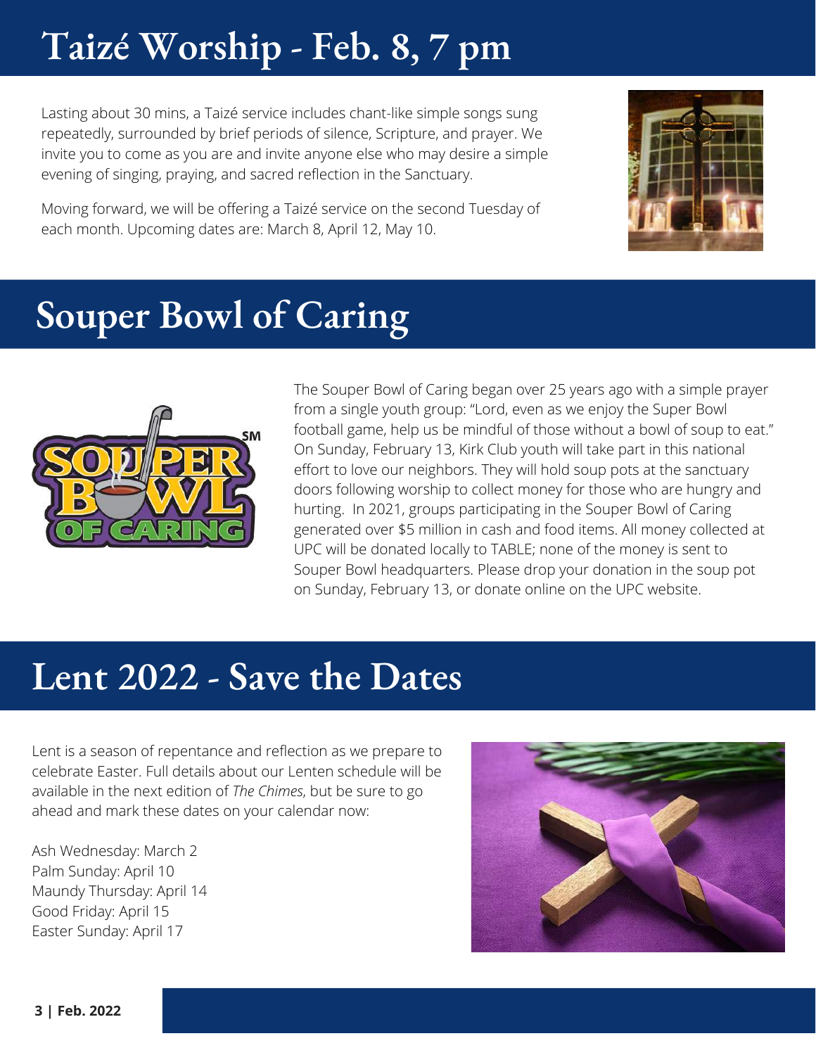# Taizé Worship - Feb. 8, 7 pm

Lasting about 30 mins, a Taizé service includes chant-like simple songs sung repeatedly, surrounded by brief periods of silence, Scripture, and prayer. We invite you to come as you are and invite anyone else who may desire a simple evening of singing, praying, and sacred reflection in the Sanctuary.

Moving forward, we will be offering a Taizé service on the second Tuesday of each month. Upcoming dates are: March 8, April 12, May 10.

# Souper Bowl of Caring

The Souper Bowl of Caring began over 25 years ago with a simple prayer from a single youth group: "Lord, even as we enjoy the Super Bowl football game, help us be mindful of those without a bowl of soup to eat." On Sunday, February 13, Kirk Club youth will take part in this national effort to love our neighbors. They will hold soup pots at the sanctuary doors following worship to collect money for those who are hungry and hurting. In 2021, groups participating in the Souper Bowl of Caring generated over $5 million in cash and food items. All money collected at UPC will be donated locally to TABLE; none of the money is sent to Souper Bowl headquarters. Please drop your donation in the soup pot on Sunday, February 13, or donate online on the UPC website.

# Lent 2022 - Save the Dates

Lent is a season of repentance and reflection as we prepare to celebrate Easter. Full details about our Lenten schedule will be available in the next edition of *The Chimes*, but be sure to go ahead and mark these dates on your calendar now:

Ash Wednesday: March 2
Palm Sunday: April 10
Maundy Thursday: April 14
Good Friday: April 15
Easter Sunday: April 17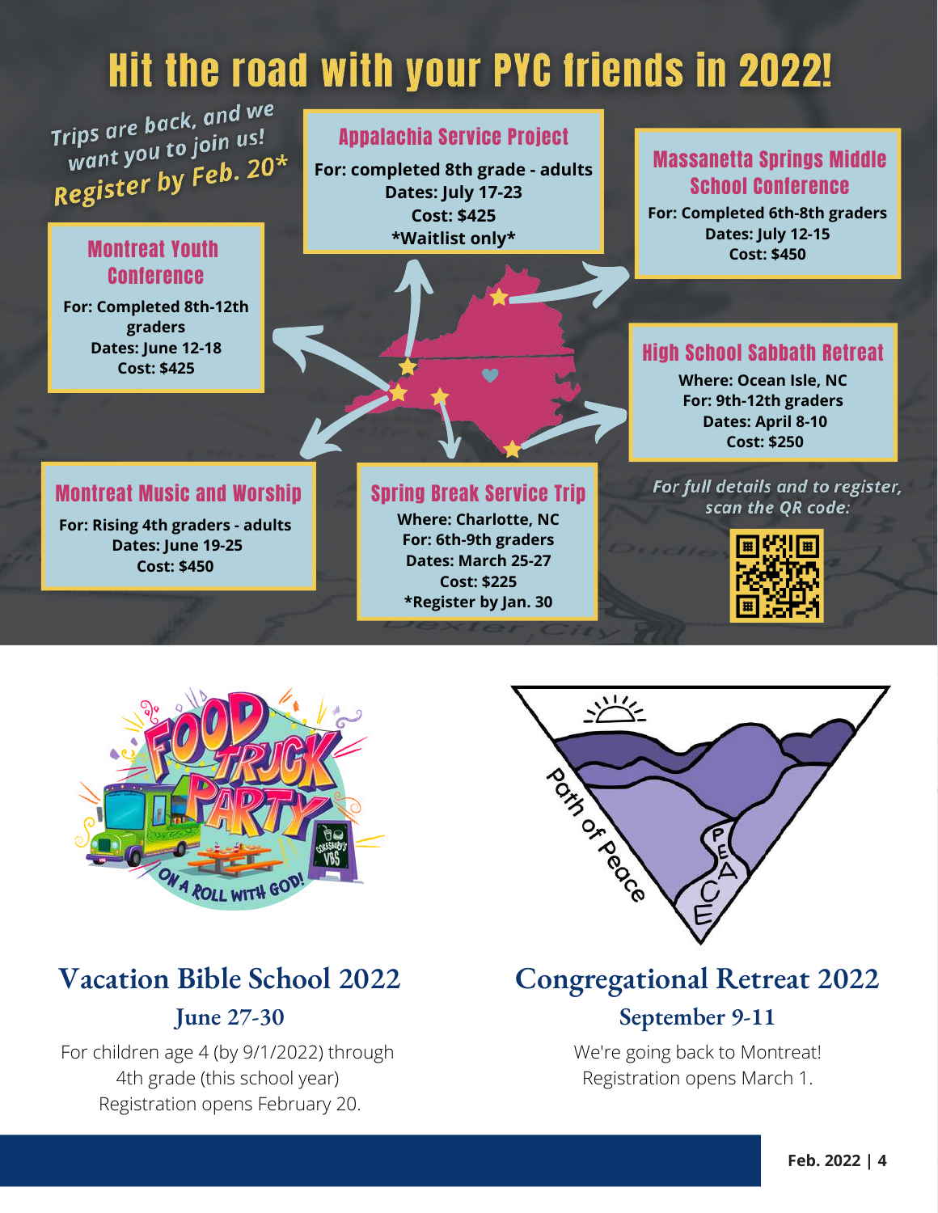# Hit the road with your PYC friends in 2022!

*Trips are back, and we want you to join us! Register by Feb. 20**

### Appalachia Service Project

**For: completed 8th grade - adults**
**Dates: July 17-23**
**Cost: $425**
***Waitlist only***

### Massanetta Springs Middle School Conference

**For: Completed 6th-8th graders**
**Dates: July 12-15**
**Cost: $450**

### Montreat Youth Conference

**For: Completed 8th-12th graders**
**Dates: June 12-18**
**Cost: $425**

### High School Sabbath Retreat

**Where: Ocean Isle, NC**
**For: 9th-12th graders**
**Dates: April 8-10**
**Cost: $250**

### Montreat Music and Worship

**For: Rising 4th graders - adults**
**Dates: June 19-25**
**Cost: $450**

### Spring Break Service Trip

**Where: Charlotte, NC**
**For: 6th-9th graders**
**Dates: March 25-27**
**Cost: $225**
***Register by Jan. 30**

*For full details and to register, scan the QR code:*

## Vacation Bible School 2022

### June 27-30

For children age 4 (by 9/1/2022) through 4th grade (this school year)
Registration opens February 20.

## Congregational Retreat 2022

### September 9-11

We're going back to Montreat!
Registration opens March 1.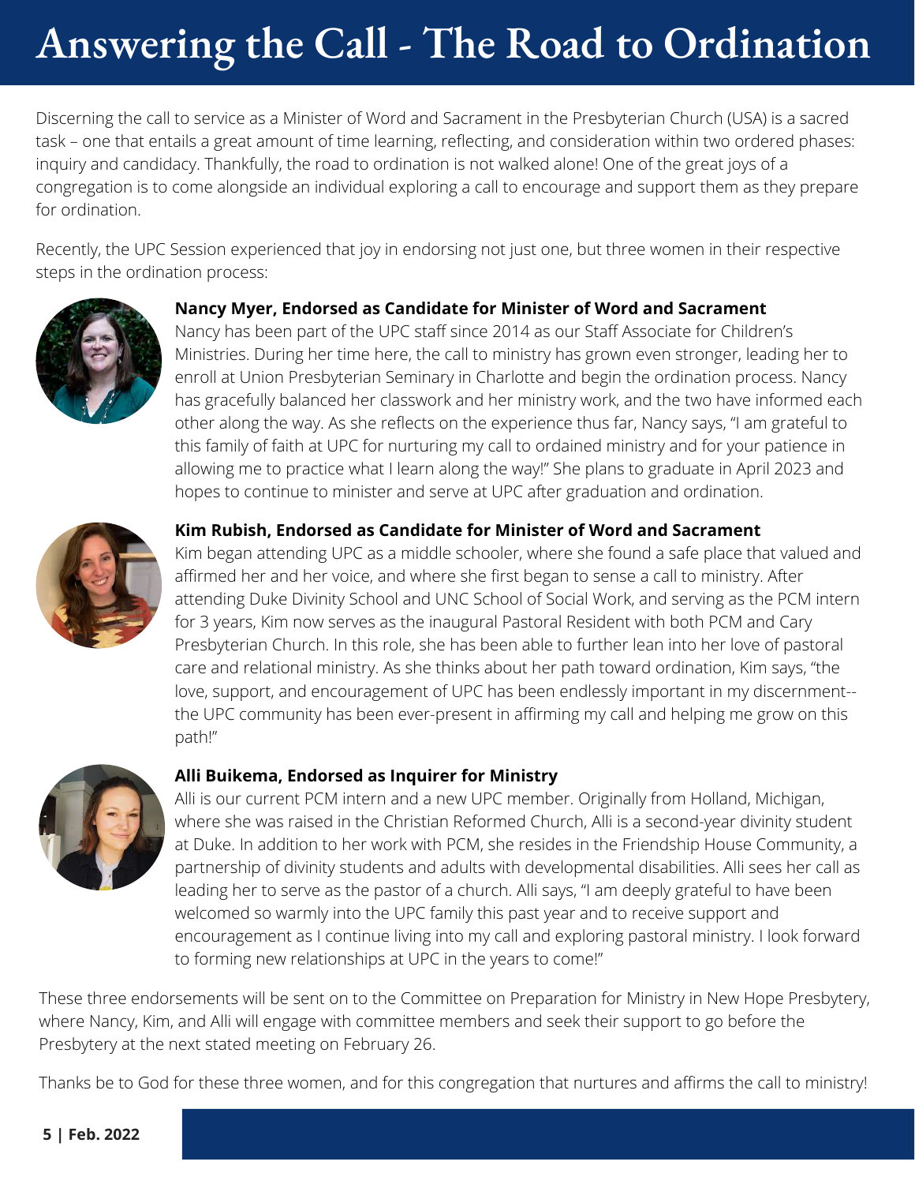# Answering the Call - The Road to Ordination

Discerning the call to service as a Minister of Word and Sacrament in the Presbyterian Church (USA) is a sacred task – one that entails a great amount of time learning, reflecting, and consideration within two ordered phases: inquiry and candidacy. Thankfully, the road to ordination is not walked alone! One of the great joys of a congregation is to come alongside an individual exploring a call to encourage and support them as they prepare for ordination.

Recently, the UPC Session experienced that joy in endorsing not just one, but three women in their respective steps in the ordination process:

**Nancy Myer, Endorsed as Candidate for Minister of Word and Sacrament**

Nancy has been part of the UPC staff since 2014 as our Staff Associate for Children's Ministries. During her time here, the call to ministry has grown even stronger, leading her to enroll at Union Presbyterian Seminary in Charlotte and begin the ordination process. Nancy has gracefully balanced her classwork and her ministry work, and the two have informed each other along the way. As she reflects on the experience thus far, Nancy says, "I am grateful to this family of faith at UPC for nurturing my call to ordained ministry and for your patience in allowing me to practice what I learn along the way!" She plans to graduate in April 2023 and hopes to continue to minister and serve at UPC after graduation and ordination.

**Kim Rubish, Endorsed as Candidate for Minister of Word and Sacrament**

Kim began attending UPC as a middle schooler, where she found a safe place that valued and affirmed her and her voice, and where she first began to sense a call to ministry. After attending Duke Divinity School and UNC School of Social Work, and serving as the PCM intern for 3 years, Kim now serves as the inaugural Pastoral Resident with both PCM and Cary Presbyterian Church. In this role, she has been able to further lean into her love of pastoral care and relational ministry. As she thinks about her path toward ordination, Kim says, "the love, support, and encouragement of UPC has been endlessly important in my discernment-- the UPC community has been ever-present in affirming my call and helping me grow on this path!"

**Alli Buikema, Endorsed as Inquirer for Ministry**

Alli is our current PCM intern and a new UPC member. Originally from Holland, Michigan, where she was raised in the Christian Reformed Church, Alli is a second-year divinity student at Duke. In addition to her work with PCM, she resides in the Friendship House Community, a partnership of divinity students and adults with developmental disabilities. Alli sees her call as leading her to serve as the pastor of a church. Alli says, "I am deeply grateful to have been welcomed so warmly into the UPC family this past year and to receive support and encouragement as I continue living into my call and exploring pastoral ministry. I look forward to forming new relationships at UPC in the years to come!"

These three endorsements will be sent on to the Committee on Preparation for Ministry in New Hope Presbytery, where Nancy, Kim, and Alli will engage with committee members and seek their support to go before the Presbytery at the next stated meeting on February 26.

Thanks be to God for these three women, and for this congregation that nurtures and affirms the call to ministry!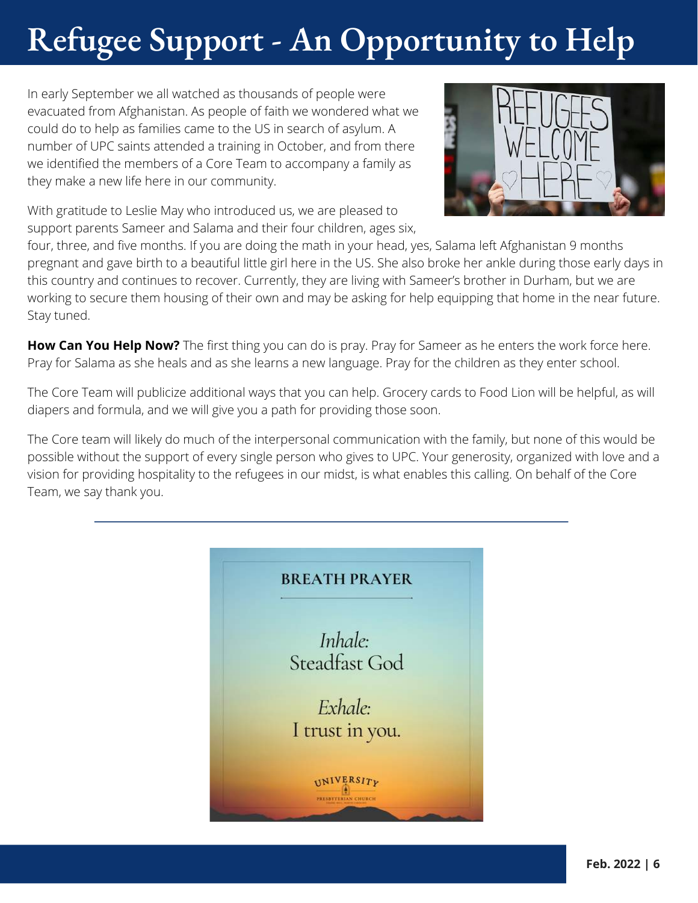# Refugee Support - An Opportunity to Help

In early September we all watched as thousands of people were evacuated from Afghanistan. As people of faith we wondered what we could do to help as families came to the US in search of asylum. A number of UPC saints attended a training in October, and from there we identified the members of a Core Team to accompany a family as they make a new life here in our community.

With gratitude to Leslie May who introduced us, we are pleased to support parents Sameer and Salama and their four children, ages six, four, three, and five months. If you are doing the math in your head, yes, Salama left Afghanistan 9 months pregnant and gave birth to a beautiful little girl here in the US. She also broke her ankle during those early days in this country and continues to recover. Currently, they are living with Sameer's brother in Durham, but we are working to secure them housing of their own and may be asking for help equipping that home in the near future. Stay tuned.

**How Can You Help Now?** The first thing you can do is pray. Pray for Sameer as he enters the work force here. Pray for Salama as she heals and as she learns a new language. Pray for the children as they enter school.

The Core Team will publicize additional ways that you can help. Grocery cards to Food Lion will be helpful, as will diapers and formula, and we will give you a path for providing those soon.

The Core team will likely do much of the interpersonal communication with the family, but none of this would be possible without the support of every single person who gives to UPC. Your generosity, organized with love and a vision for providing hospitality to the refugees in our midst, is what enables this calling. On behalf of the Core Team, we say thank you.

---

**BREATH PRAYER**

*Inhale:*
Steadfast God

*Exhale:*
I trust in you.

UNIVERSITY PRESBYTERIAN CHURCH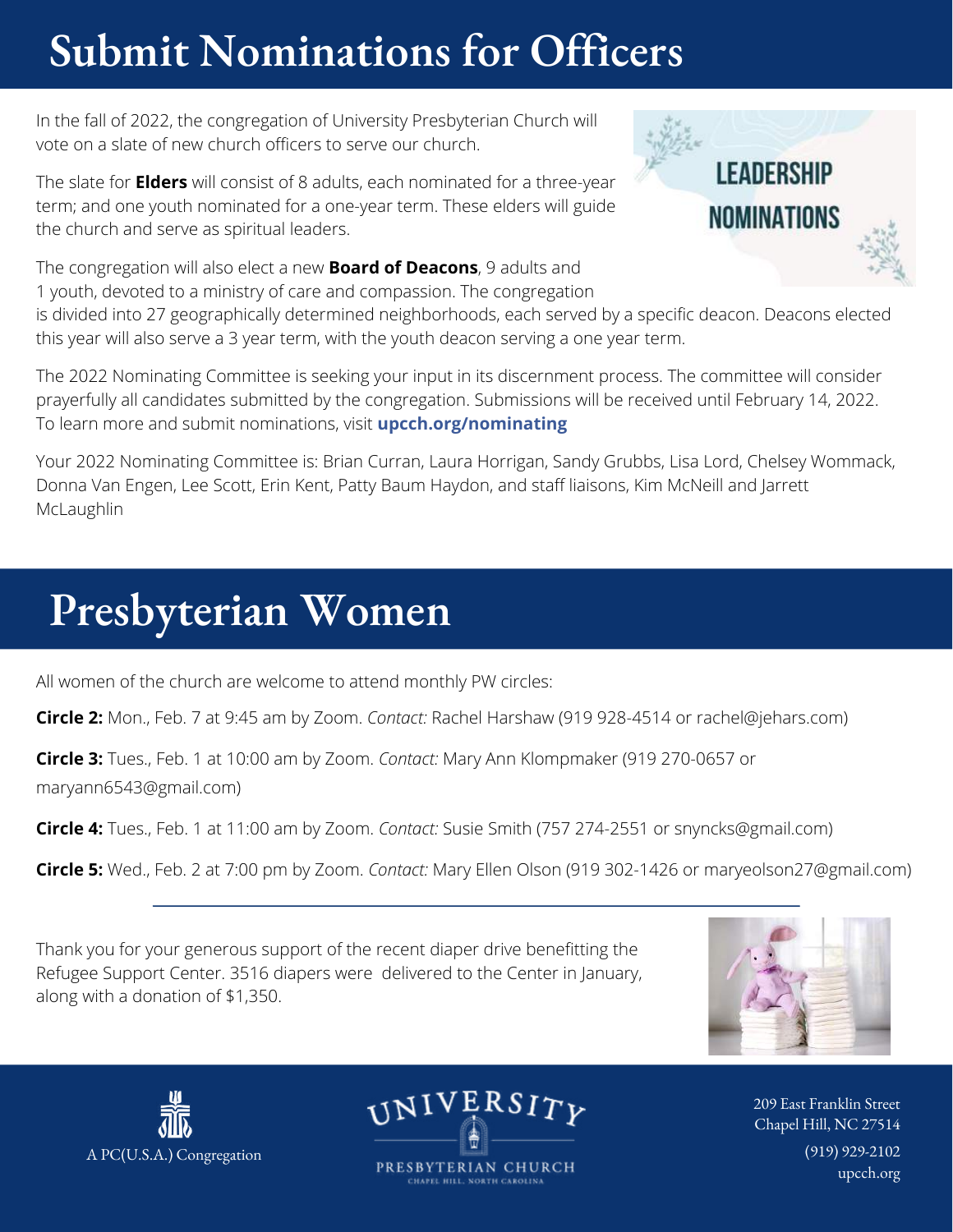# Submit Nominations for Officers

In the fall of 2022, the congregation of University Presbyterian Church will vote on a slate of new church officers to serve our church.

The slate for **Elders** will consist of 8 adults, each nominated for a three-year term; and one youth nominated for a one-year term. These elders will guide the church and serve as spiritual leaders.

LEADERSHIP NOMINATIONS

The congregation will also elect a new **Board of Deacons**, 9 adults and 1 youth, devoted to a ministry of care and compassion. The congregation is divided into 27 geographically determined neighborhoods, each served by a specific deacon. Deacons elected this year will also serve a 3 year term, with the youth deacon serving a one year term.

The 2022 Nominating Committee is seeking your input in its discernment process. The committee will consider prayerfully all candidates submitted by the congregation. Submissions will be received until February 14, 2022. To learn more and submit nominations, visit **upcch.org/nominating**

Your 2022 Nominating Committee is: Brian Curran, Laura Horrigan, Sandy Grubbs, Lisa Lord, Chelsey Wommack, Donna Van Engen, Lee Scott, Erin Kent, Patty Baum Haydon, and staff liaisons, Kim McNeill and Jarrett McLaughlin

# Presbyterian Women

All women of the church are welcome to attend monthly PW circles:

**Circle 2:** Mon., Feb. 7 at 9:45 am by Zoom. *Contact:* Rachel Harshaw (919 928-4514 or rachel@jehars.com)

**Circle 3:** Tues., Feb. 1 at 10:00 am by Zoom. *Contact:* Mary Ann Klompmaker (919 270-0657 or maryann6543@gmail.com)

**Circle 4:** Tues., Feb. 1 at 11:00 am by Zoom. *Contact:* Susie Smith (757 274-2551 or snyncks@gmail.com)

**Circle 5:** Wed., Feb. 2 at 7:00 pm by Zoom. *Contact:* Mary Ellen Olson (919 302-1426 or maryeolson27@gmail.com)

---

Thank you for your generous support of the recent diaper drive benefitting the Refugee Support Center. 3516 diapers were delivered to the Center in January, along with a donation of $1,350.

A PC(U.S.A.) Congregation

UNIVERSITY PRESBYTERIAN CHURCH
CHAPEL HILL, NORTH CAROLINA

209 East Franklin Street
Chapel Hill, NC 27514
(919) 929-2102
upcch.org